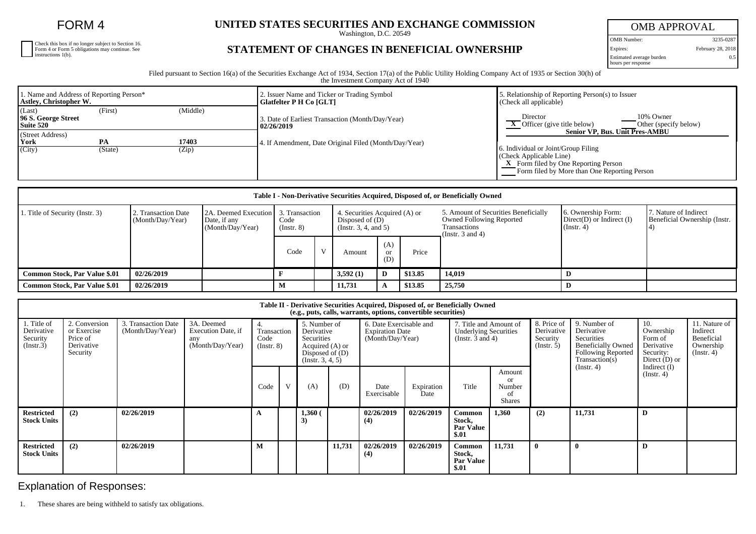# FORM 4

Check this box if no longer subject to Section 16. Form 4 or Form 5 obligations may continue. See instructions 1(b).

## UNITED STATES SECURITIES AND EXCHANGE COMMISSION

Washington, D.C. 20549

## STATEMENT OF CHANGES IN BENEFICIAL OWNERSHIP

| OMB APPROVAL | |
|---|---|
| OMB Number: | 3235-0287 |
| Expires: | February 28, 2018 |
| Estimated average burden hours per response | 0.5 |

Filed pursuant to Section 16(a) of the Securities Exchange Act of 1934, Section 17(a) of the Public Utility Holding Company Act of 1935 or Section 30(h) of the Investment Company Act of 1940

| 1. Name and Address of Reporting Person* | 2. Issuer Name and Ticker or Trading Symbol | 5. Relationship of Reporting Person(s) to Issuer (Check all applicable) |
|---|---|---|
| **Astley, Christopher W.** | **Glatfelter P H Co [GLT]** | ___ Director ___ 10% Owner |
| (Last) (First) (Middle) **96 S. George Street Suite 520** | 3. Date of Earliest Transaction (Month/Day/Year) **02/26/2019** | _X_ Officer (give title below) ___ Other (specify below) **Senior VP, Bus. Unit Pres-AMBU** |
| (Street Address) **York PA 17403** (City) (State) (Zip) | 4. If Amendment, Date Original Filed (Month/Day/Year) | 6. Individual or Joint/Group Filing (Check Applicable Line) _X_ Form filed by One Reporting Person ___ Form filed by More than One Reporting Person |

**Table I - Non-Derivative Securities Acquired, Disposed of, or Beneficially Owned**

| 1. Title of Security (Instr. 3) | 2. Transaction Date (Month/Day/Year) | 2A. Deemed Execution Date, if any (Month/Day/Year) | 3. Transaction Code (Instr. 8) | | 4. Securities Acquired (A) or Disposed of (D) (Instr. 3, 4, and 5) | | | 5. Amount of Securities Beneficially Owned Following Reported Transactions (Instr. 3 and 4) | 6. Ownership Form: Direct(D) or Indirect (I) (Instr. 4) | 7. Nature of Indirect Beneficial Ownership (Instr. 4) |
|---|---|---|---|---|---|---|---|---|---|---|
| | | | Code | V | Amount | (A) or (D) | Price | | | |
| **Common Stock, Par Value $.01** | **02/26/2019** | | **F** | | **3,592 (1)** | **D** | **$13.85** | **14,019** | **D** | |
| **Common Stock, Par Value $.01** | **02/26/2019** | | **M** | | **11,731** | **A** | **$13.85** | **25,750** | **D** | |

**Table II - Derivative Securities Acquired, Disposed of, or Beneficially Owned (e.g., puts, calls, warrants, options, convertible securities)**

| 1. Title of Derivative Security (Instr.3) | 2. Conversion or Exercise Price of Derivative Security | 3. Transaction Date (Month/Day/Year) | 3A. Deemed Execution Date, if any (Month/Day/Year) | 4. Transaction Code (Instr. 8) | | 5. Number of Derivative Securities Acquired (A) or Disposed of (D) (Instr. 3, 4, 5) | | 6. Date Exercisable and Expiration Date (Month/Day/Year) | | 7. Title and Amount of Underlying Securities (Instr. 3 and 4) | | 8. Price of Derivative Security (Instr. 5) | 9. Number of Derivative Securities Beneficially Owned Following Reported Transaction(s) (Instr. 4) | 10. Ownership Form of Derivative Security: Direct (D) or Indirect (I) (Instr. 4) | 11. Nature of Indirect Beneficial Ownership (Instr. 4) |
|---|---|---|---|---|---|---|---|---|---|---|---|---|---|---|---|
| | | | | Code | V | (A) | (D) | Date Exercisable | Expiration Date | Title | Amount or Number of Shares | | | | |
| **Restricted Stock Units** | **(2)** | **02/26/2019** | | **A** | | **1,360 (3)** | | **02/26/2019 (4)** | **02/26/2019** | **Common Stock, Par Value $.01** | **1,360** | **(2)** | **11,731** | **D** | |
| **Restricted Stock Units** | **(2)** | **02/26/2019** | | **M** | | | **11,731** | **02/26/2019 (4)** | **02/26/2019** | **Common Stock, Par Value $.01** | **11,731** | **0** | **0** | **D** | |

## Explanation of Responses:

1. These shares are being withheld to satisfy tax obligations.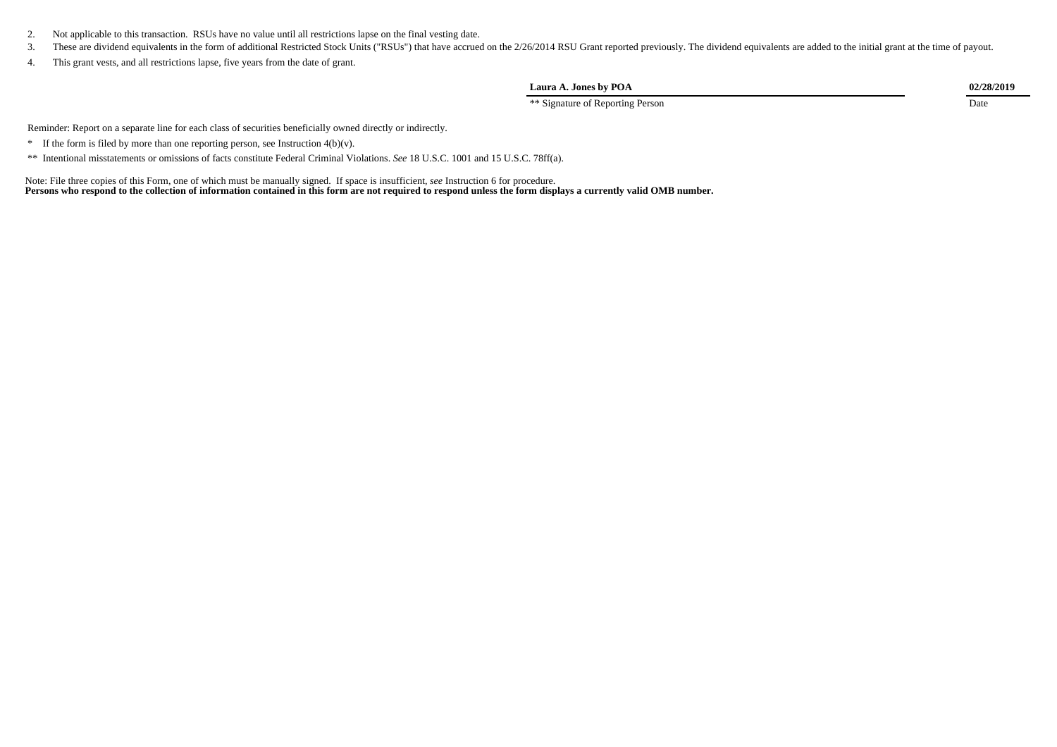2. Not applicable to this transaction. RSUs have no value until all restrictions lapse on the final vesting date.
3. These are dividend equivalents in the form of additional Restricted Stock Units ("RSUs") that have accrued on the 2/26/2014 RSU Grant reported previously. The dividend equivalents are added to the initial grant at the time of payout.
4. This grant vests, and all restrictions lapse, five years from the date of grant.

| | |
|---|---|
| **Laura A. Jones by POA** | **02/28/2019** |
| ** Signature of Reporting Person | Date |

Reminder: Report on a separate line for each class of securities beneficially owned directly or indirectly.

* If the form is filed by more than one reporting person, see Instruction 4(b)(v).

** Intentional misstatements or omissions of facts constitute Federal Criminal Violations. *See* 18 U.S.C. 1001 and 15 U.S.C. 78ff(a).

Note: File three copies of this Form, one of which must be manually signed. If space is insufficient, *see* Instruction 6 for procedure.

**Persons who respond to the collection of information contained in this form are not required to respond unless the form displays a currently valid OMB number.**